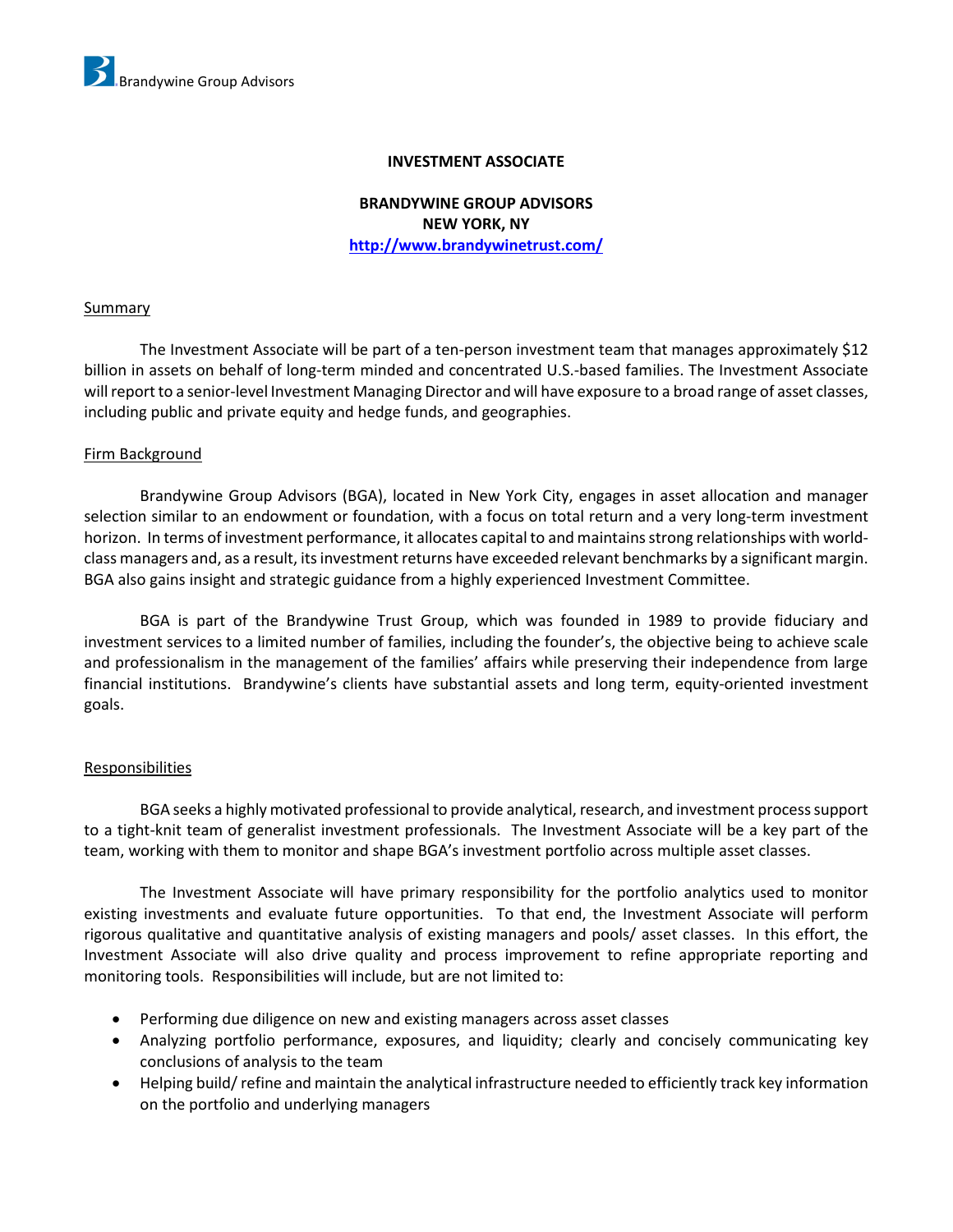Brandywine Group Advisors

# INVESTMENT ASSOCIATE

**BRANDYWINE GROUP ADVISORS**
**NEW YORK, NY**
**http://www.brandywinetrust.com/**

## Summary

The Investment Associate will be part of a ten-person investment team that manages approximately $12 billion in assets on behalf of long-term minded and concentrated U.S.-based families. The Investment Associate will report to a senior-level Investment Managing Director and will have exposure to a broad range of asset classes, including public and private equity and hedge funds, and geographies.

## Firm Background

Brandywine Group Advisors (BGA), located in New York City, engages in asset allocation and manager selection similar to an endowment or foundation, with a focus on total return and a very long-term investment horizon. In terms of investment performance, it allocates capital to and maintains strong relationships with world-class managers and, as a result, its investment returns have exceeded relevant benchmarks by a significant margin. BGA also gains insight and strategic guidance from a highly experienced Investment Committee.

BGA is part of the Brandywine Trust Group, which was founded in 1989 to provide fiduciary and investment services to a limited number of families, including the founder's, the objective being to achieve scale and professionalism in the management of the families' affairs while preserving their independence from large financial institutions. Brandywine's clients have substantial assets and long term, equity-oriented investment goals.

## Responsibilities

BGA seeks a highly motivated professional to provide analytical, research, and investment process support to a tight-knit team of generalist investment professionals. The Investment Associate will be a key part of the team, working with them to monitor and shape BGA's investment portfolio across multiple asset classes.

The Investment Associate will have primary responsibility for the portfolio analytics used to monitor existing investments and evaluate future opportunities. To that end, the Investment Associate will perform rigorous qualitative and quantitative analysis of existing managers and pools/ asset classes. In this effort, the Investment Associate will also drive quality and process improvement to refine appropriate reporting and monitoring tools. Responsibilities will include, but are not limited to:

- Performing due diligence on new and existing managers across asset classes
- Analyzing portfolio performance, exposures, and liquidity; clearly and concisely communicating key conclusions of analysis to the team
- Helping build/ refine and maintain the analytical infrastructure needed to efficiently track key information on the portfolio and underlying managers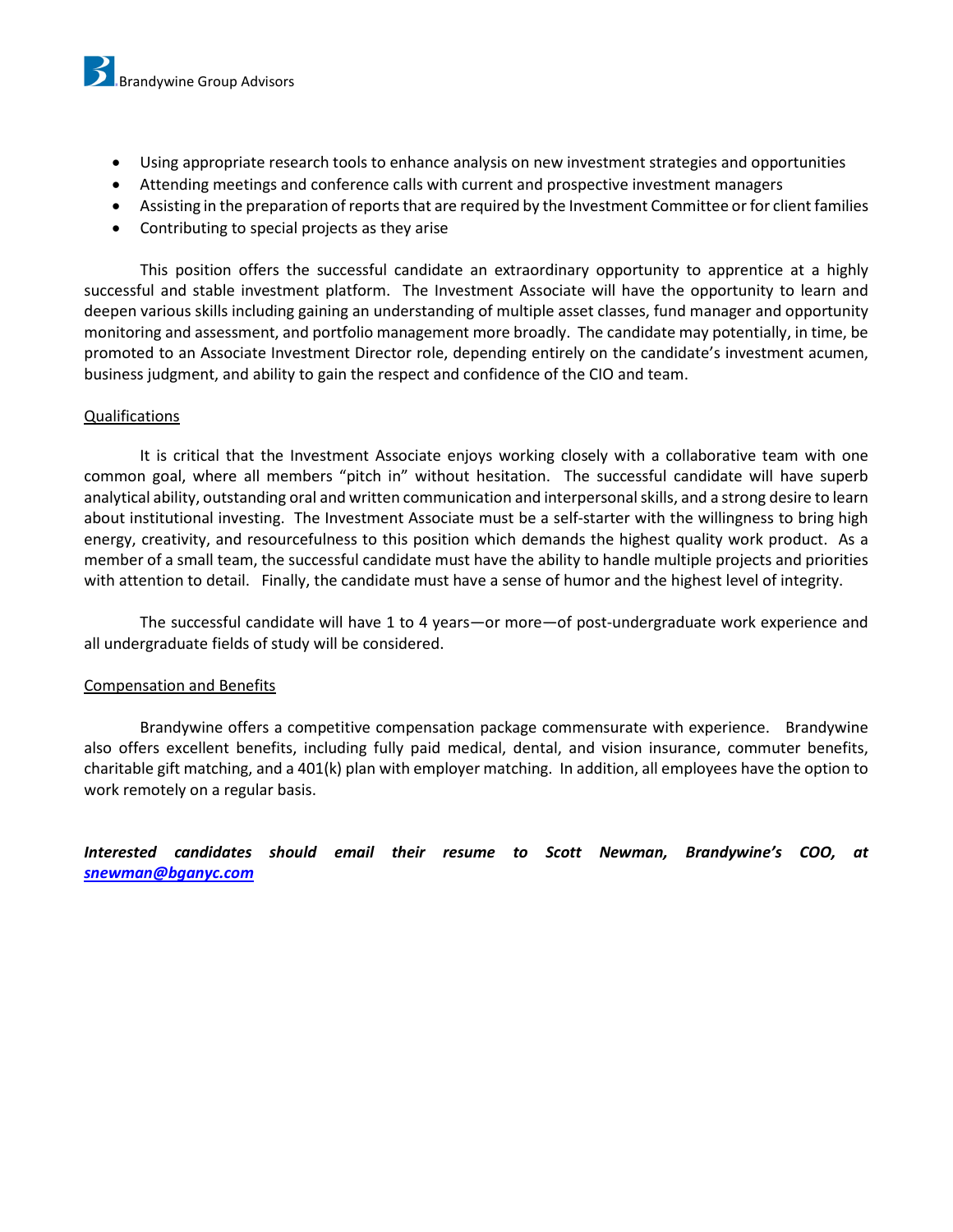- Using appropriate research tools to enhance analysis on new investment strategies and opportunities
- Attending meetings and conference calls with current and prospective investment managers
- Assisting in the preparation of reports that are required by the Investment Committee or for client families
- Contributing to special projects as they arise

This position offers the successful candidate an extraordinary opportunity to apprentice at a highly successful and stable investment platform. The Investment Associate will have the opportunity to learn and deepen various skills including gaining an understanding of multiple asset classes, fund manager and opportunity monitoring and assessment, and portfolio management more broadly. The candidate may potentially, in time, be promoted to an Associate Investment Director role, depending entirely on the candidate's investment acumen, business judgment, and ability to gain the respect and confidence of the CIO and team.

## Qualifications

It is critical that the Investment Associate enjoys working closely with a collaborative team with one common goal, where all members "pitch in" without hesitation. The successful candidate will have superb analytical ability, outstanding oral and written communication and interpersonal skills, and a strong desire to learn about institutional investing. The Investment Associate must be a self-starter with the willingness to bring high energy, creativity, and resourcefulness to this position which demands the highest quality work product. As a member of a small team, the successful candidate must have the ability to handle multiple projects and priorities with attention to detail. Finally, the candidate must have a sense of humor and the highest level of integrity.

The successful candidate will have 1 to 4 years—or more—of post-undergraduate work experience and all undergraduate fields of study will be considered.

## Compensation and Benefits

Brandywine offers a competitive compensation package commensurate with experience. Brandywine also offers excellent benefits, including fully paid medical, dental, and vision insurance, commuter benefits, charitable gift matching, and a 401(k) plan with employer matching. In addition, all employees have the option to work remotely on a regular basis.

***Interested candidates should email their resume to Scott Newman, Brandywine's COO, at [snewman@bganyc.com](mailto:snewman@bganyc.com)***